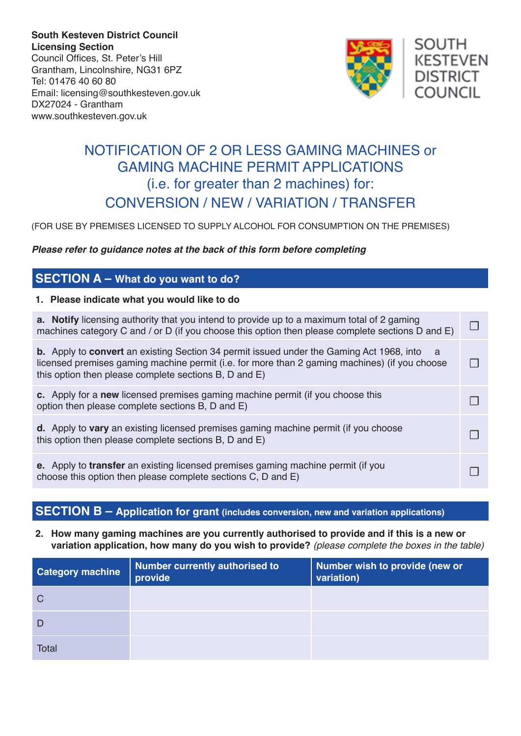**South Kesteven District Council**
**Licensing Section**
Council Offices, St. Peter's Hill
Grantham, Lincolnshire, NG31 6PZ
Tel: 01476 40 60 80
Email: licensing@southkesteven.gov.uk
DX27024 - Grantham
www.southkesteven.gov.uk

SOUTH KESTEVEN DISTRICT COUNCIL

# NOTIFICATION OF 2 OR LESS GAMING MACHINES or GAMING MACHINE PERMIT APPLICATIONS (i.e. for greater than 2 machines) for: CONVERSION / NEW / VARIATION / TRANSFER

(FOR USE BY PREMISES LICENSED TO SUPPLY ALCOHOL FOR CONSUMPTION ON THE PREMISES)

***Please refer to guidance notes at the back of this form before completing***

## SECTION A – What do you want to do?

**1. Please indicate what you would like to do**

| | |
|---|---|
| **a. Notify** licensing authority that you intend to provide up to a maximum total of 2 gaming machines category C and / or D (if you choose this option then please complete sections D and E) | ☐ |
| **b.** Apply to **convert** an existing Section 34 permit issued under the Gaming Act 1968, into a licensed premises gaming machine permit (i.e. for more than 2 gaming machines) (if you choose this option then please complete sections B, D and E) | ☐ |
| **c.** Apply for a **new** licensed premises gaming machine permit (if you choose this option then please complete sections B, D and E) | ☐ |
| **d.** Apply to **vary** an existing licensed premises gaming machine permit (if you choose this option then please complete sections B, D and E) | ☐ |
| **e.** Apply to **transfer** an existing licensed premises gaming machine permit (if you choose this option then please complete sections C, D and E) | ☐ |

## SECTION B – Application for grant (includes conversion, new and variation applications)

**2. How many gaming machines are you currently authorised to provide and if this is a new or variation application, how many do you wish to provide?** *(please complete the boxes in the table)*

| Category machine | Number currently authorised to provide | Number wish to provide (new or variation) |
|---|---|---|
| C | | |
| D | | |
| Total | | |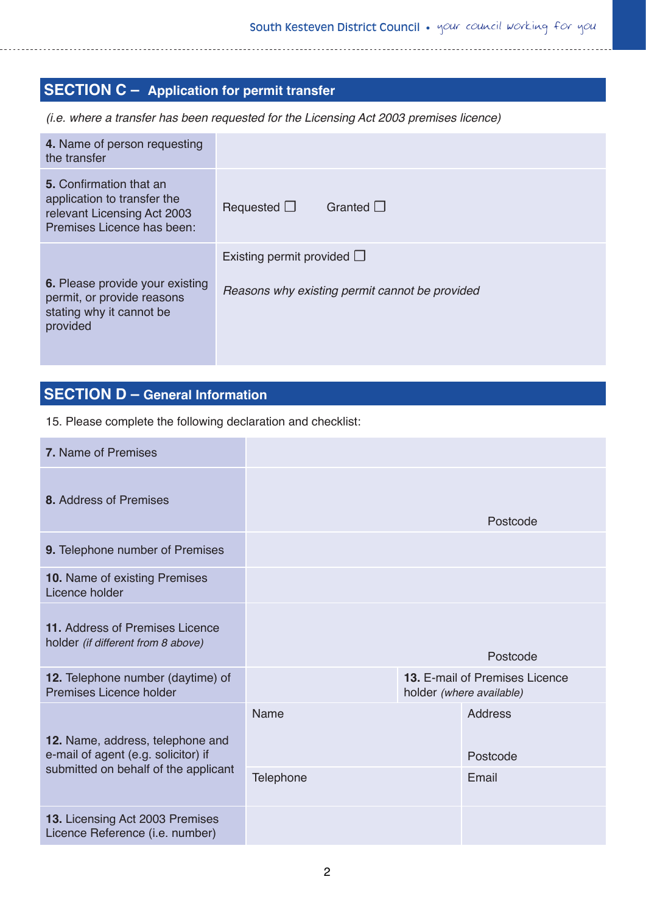## SECTION C – Application for permit transfer

*(i.e. where a transfer has been requested for the Licensing Act 2003 premises licence)*

| | |
|---|---|
| **4.** Name of person requesting the transfer | |
| **5.** Confirmation that an application to transfer the relevant Licensing Act 2003 Premises Licence has been: | Requested ☐ Granted ☐ |
| **6.** Please provide your existing permit, or provide reasons stating why it cannot be provided | Existing permit provided ☐<br><br>*Reasons why existing permit cannot be provided* |

## SECTION D – General Information

15. Please complete the following declaration and checklist:

| | | |
|---|---|---|
| **7.** Name of Premises | | |
| **8.** Address of Premises | Postcode | |
| **9.** Telephone number of Premises | | |
| **10.** Name of existing Premises Licence holder | | |
| **11.** Address of Premises Licence holder *(if different from 8 above)* | Postcode | |
| **12.** Telephone number (daytime) of Premises Licence holder | | **13.** E-mail of Premises Licence holder *(where available)* |
| **12.** Name, address, telephone and e-mail of agent (e.g. solicitor) if submitted on behalf of the applicant | Name | Address<br><br>Postcode |
| | Telephone | Email |
| **13.** Licensing Act 2003 Premises Licence Reference (i.e. number) | | |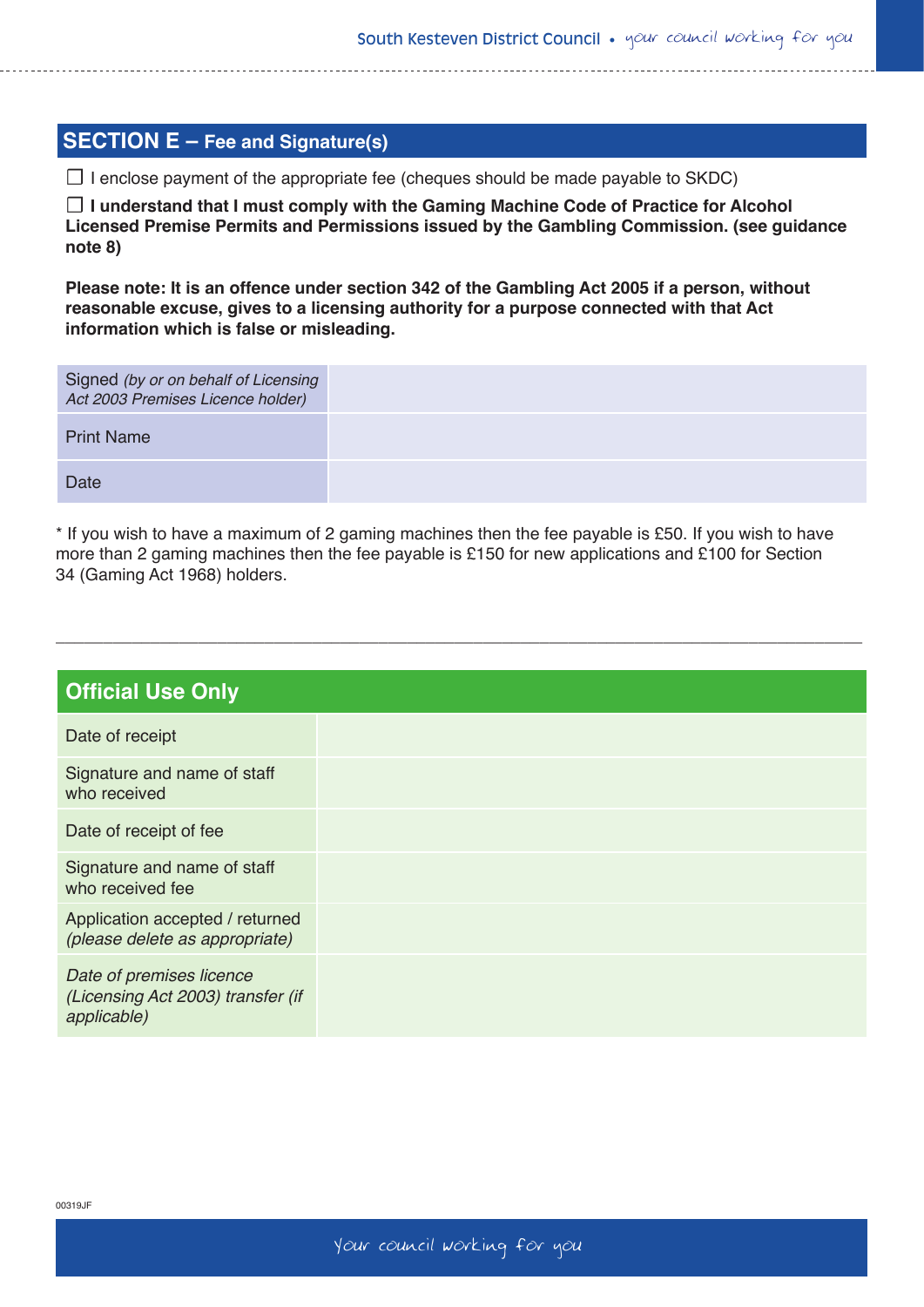## SECTION E – Fee and Signature(s)

☐ I enclose payment of the appropriate fee (cheques should be made payable to SKDC)

**☐ I understand that I must comply with the Gaming Machine Code of Practice for Alcohol Licensed Premise Permits and Permissions issued by the Gambling Commission. (see guidance note 8)**

**Please note: It is an offence under section 342 of the Gambling Act 2005 if a person, without reasonable excuse, gives to a licensing authority for a purpose connected with that Act information which is false or misleading.**

| | |
|---|---|
| Signed *(by or on behalf of Licensing Act 2003 Premises Licence holder)* | |
| Print Name | |
| Date | |

* If you wish to have a maximum of 2 gaming machines then the fee payable is £50. If you wish to have more than 2 gaming machines then the fee payable is £150 for new applications and £100 for Section 34 (Gaming Act 1968) holders.

---

## Official Use Only

| | |
|---|---|
| Date of receipt | |
| Signature and name of staff who received | |
| Date of receipt of fee | |
| Signature and name of staff who received fee | |
| Application accepted / returned *(please delete as appropriate)* | |
| *Date of premises licence (Licensing Act 2003) transfer (if applicable)* | |

00319JF